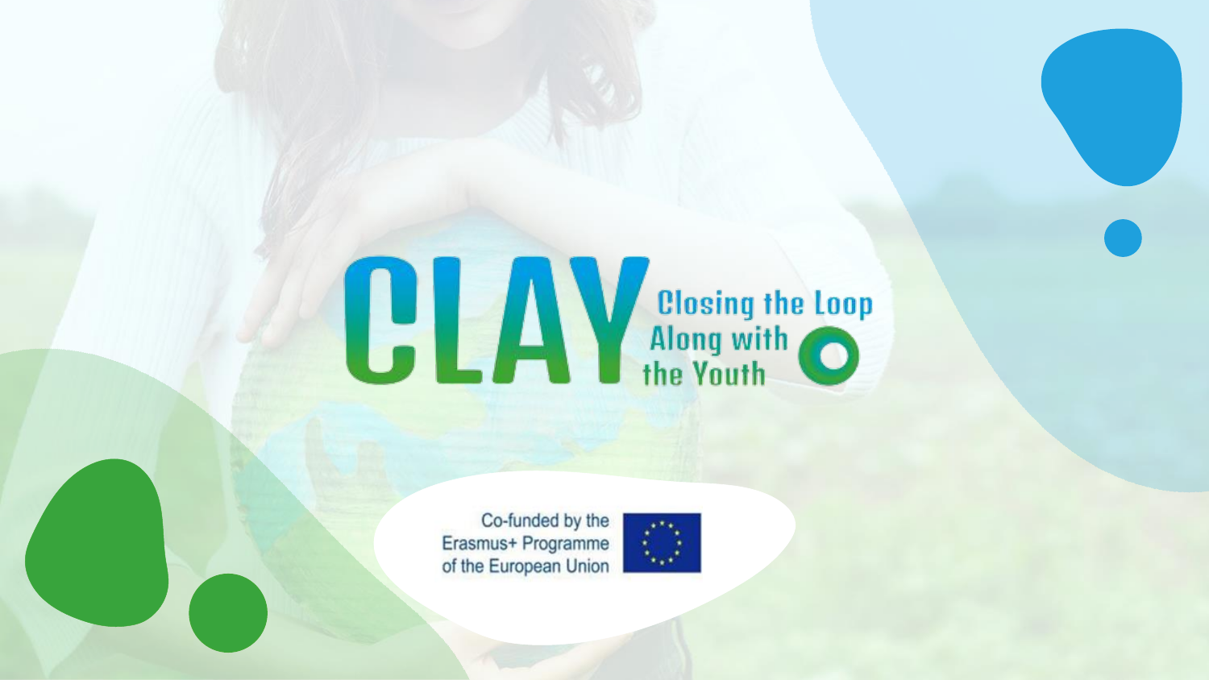# CLAY

Closing the Loop Along with the Youth

Co-funded by the Erasmus+ Programme of the European Union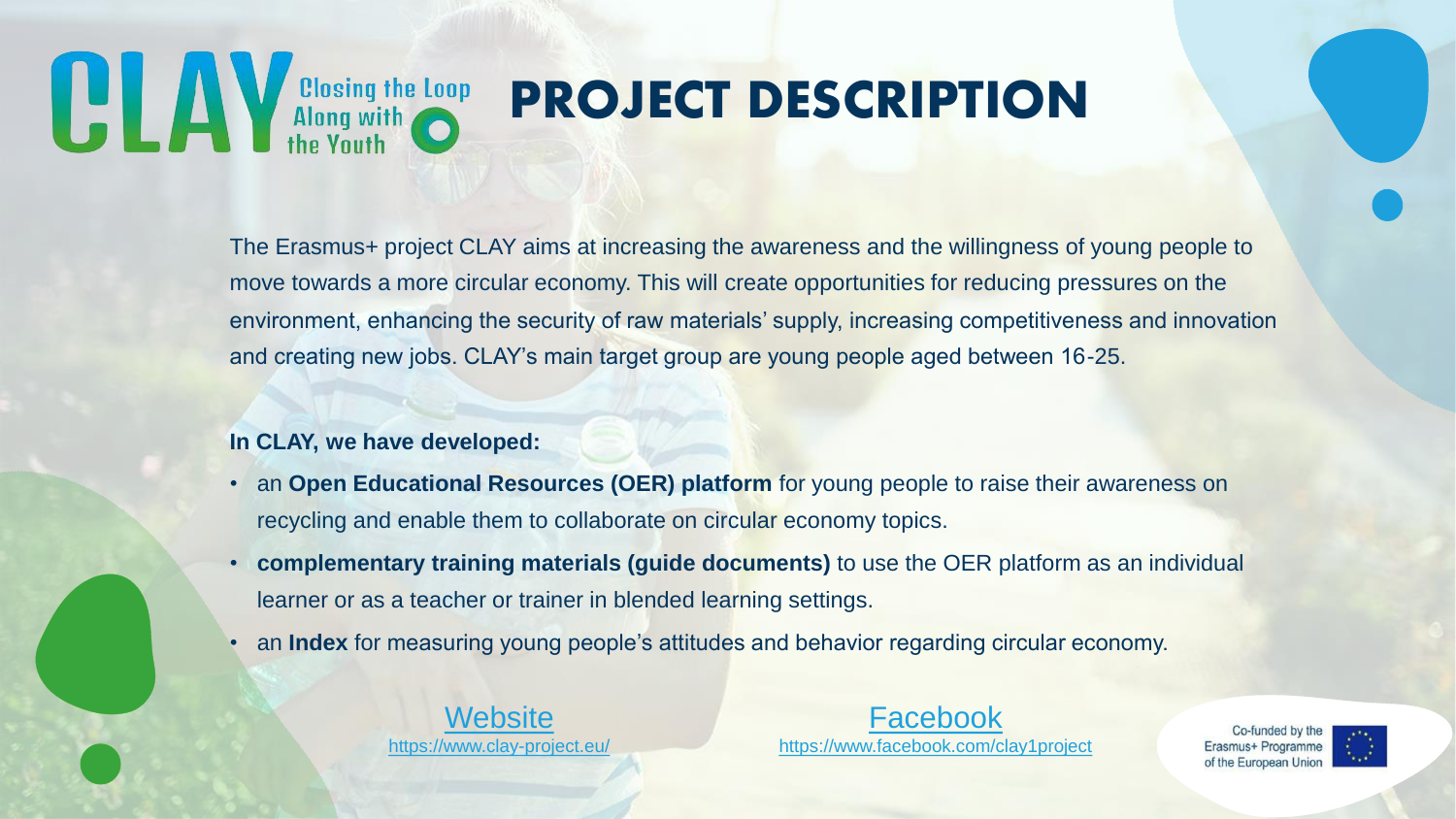# CLAY Closing the Loop Along with the Youth

# PROJECT DESCRIPTION

The Erasmus+ project CLAY aims at increasing the awareness and the willingness of young people to move towards a more circular economy. This will create opportunities for reducing pressures on the environment, enhancing the security of raw materials' supply, increasing competitiveness and innovation and creating new jobs. CLAY's main target group are young people aged between 16-25.

**In CLAY, we have developed:**

- an **Open Educational Resources (OER) platform** for young people to raise their awareness on recycling and enable them to collaborate on circular economy topics.
- **complementary training materials (guide documents)** to use the OER platform as an individual learner or as a teacher or trainer in blended learning settings.
- an **Index** for measuring young people's attitudes and behavior regarding circular economy.

[Website](https://www.clay-project.eu/)
https://www.clay-project.eu/

[Facebook](https://www.facebook.com/clay1project)
https://www.facebook.com/clay1project

Co-funded by the Erasmus+ Programme of the European Union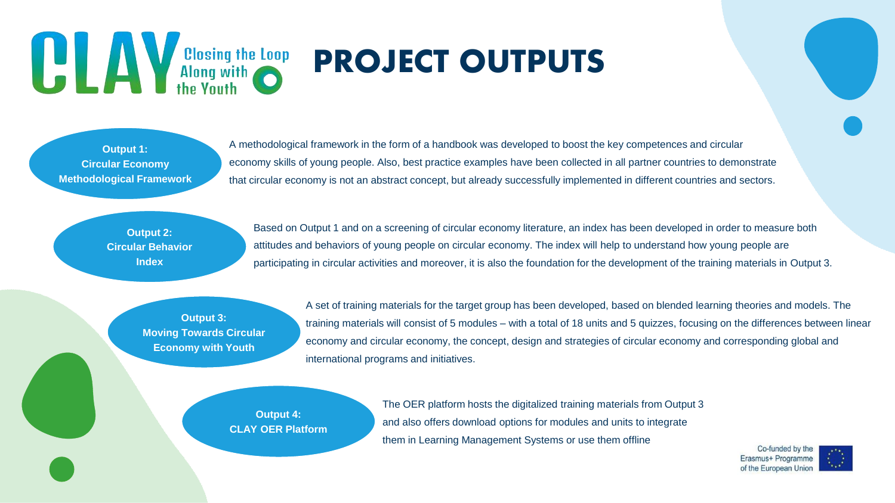CLAY Closing the Loop Along with the Youth

# PROJECT OUTPUTS

**Output 1: Circular Economy Methodological Framework**

A methodological framework in the form of a handbook was developed to boost the key competences and circular economy skills of young people. Also, best practice examples have been collected in all partner countries to demonstrate that circular economy is not an abstract concept, but already successfully implemented in different countries and sectors.

**Output 2: Circular Behavior Index**

Based on Output 1 and on a screening of circular economy literature, an index has been developed in order to measure both attitudes and behaviors of young people on circular economy. The index will help to understand how young people are participating in circular activities and moreover, it is also the foundation for the development of the training materials in Output 3.

**Output 3: Moving Towards Circular Economy with Youth**

A set of training materials for the target group has been developed, based on blended learning theories and models. The training materials will consist of 5 modules – with a total of 18 units and 5 quizzes, focusing on the differences between linear economy and circular economy, the concept, design and strategies of circular economy and corresponding global and international programs and initiatives.

**Output 4: CLAY OER Platform**

The OER platform hosts the digitalized training materials from Output 3 and also offers download options for modules and units to integrate them in Learning Management Systems or use them offline

Co-funded by the Erasmus+ Programme of the European Union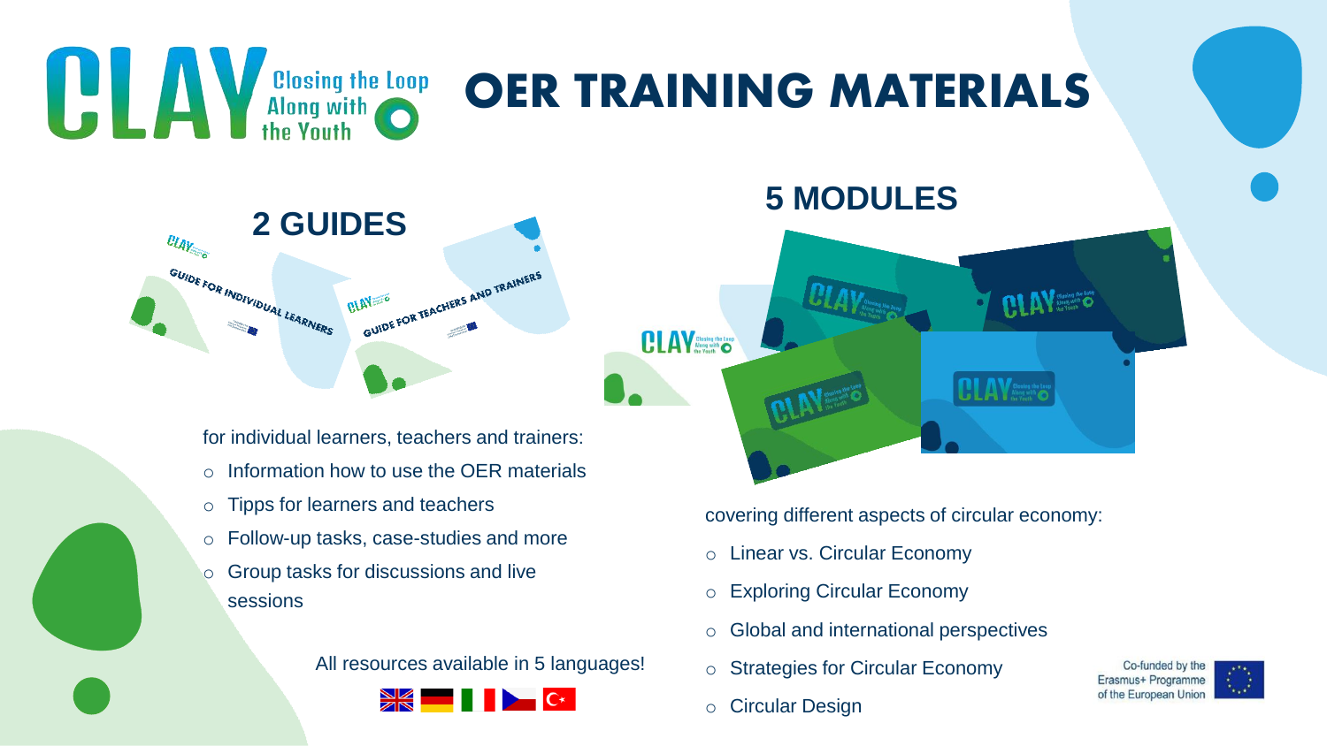# CLAY – Closing the Loop Along with the Youth

# OER TRAINING MATERIALS

## 2 GUIDES

GUIDE FOR INDIVIDUAL LEARNERS

GUIDE FOR TEACHERS AND TRAINERS

for individual learners, teachers and trainers:

- Information how to use the OER materials
- Tipps for learners and teachers
- Follow-up tasks, case-studies and more
- Group tasks for discussions and live sessions

All resources available in 5 languages!

## 5 MODULES

covering different aspects of circular economy:

- Linear vs. Circular Economy
- Exploring Circular Economy
- Global and international perspectives
- Strategies for Circular Economy
- Circular Design

Co-funded by the Erasmus+ Programme of the European Union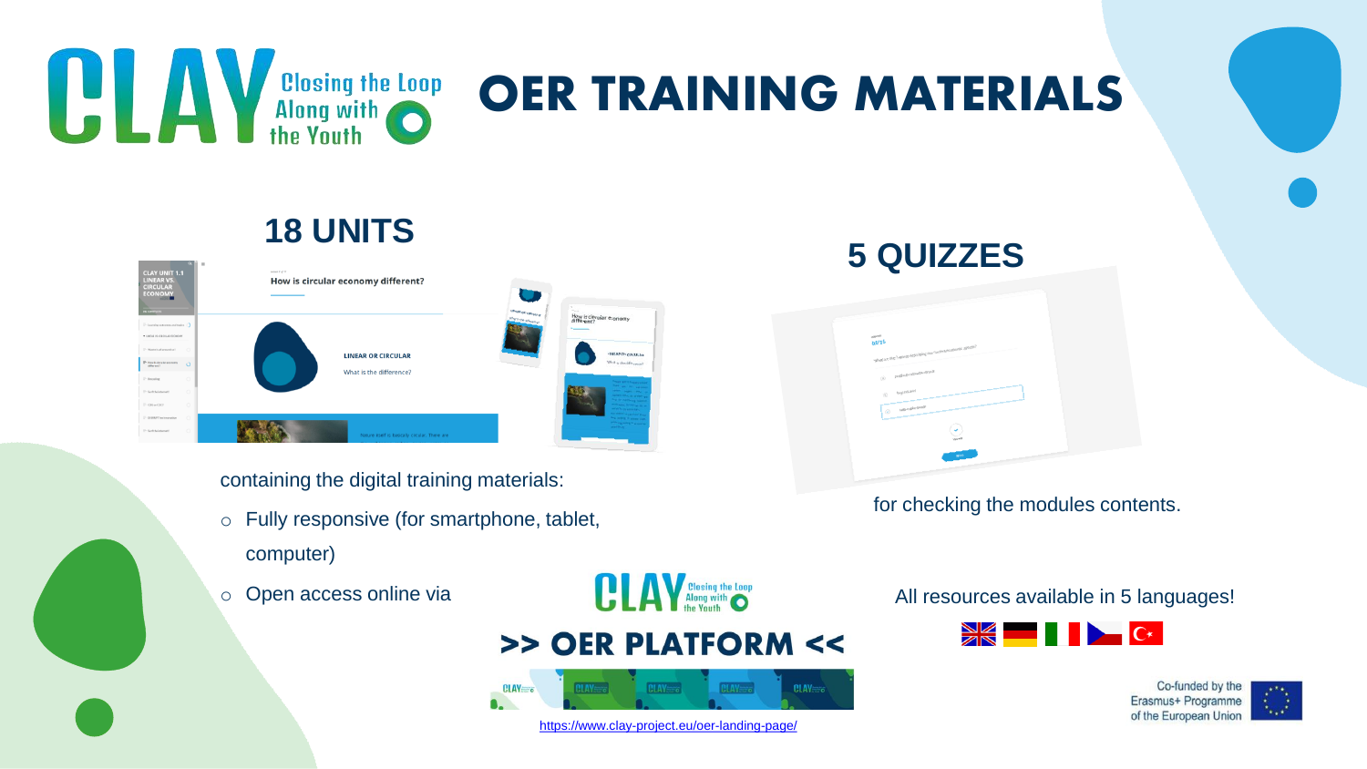# OER TRAINING MATERIALS

## 18 UNITS

containing the digital training materials:

- Fully responsive (for smartphone, tablet, computer)
- Open access online via

**>> OER PLATFORM <<**

https://www.clay-project.eu/oer-landing-page/

## 5 QUIZZES

for checking the modules contents.

All resources available in 5 languages!

Co-funded by the Erasmus+ Programme of the European Union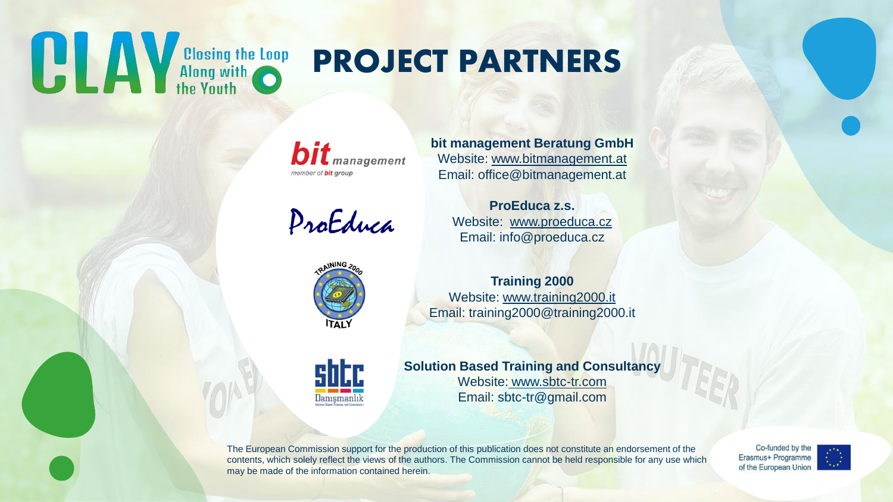CLAY Closing the Loop Along with the Youth

# PROJECT PARTNERS

**bit management Beratung GmbH**
Website: www.bitmanagement.at
Email: office@bitmanagement.at

**ProEduca z.s.**
Website: www.proeduca.cz
Email: info@proeduca.cz

**Training 2000**
Website: www.training2000.it
Email: training2000@training2000.it

**Solution Based Training and Consultancy**
Website: www.sbtc-tr.com
Email: sbtc-tr@gmail.com

The European Commission support for the production of this publication does not constitute an endorsement of the contents, which solely reflect the views of the authors. The Commission cannot be held responsible for any use which may be made of the information contained herein.

Co-funded by the Erasmus+ Programme of the European Union